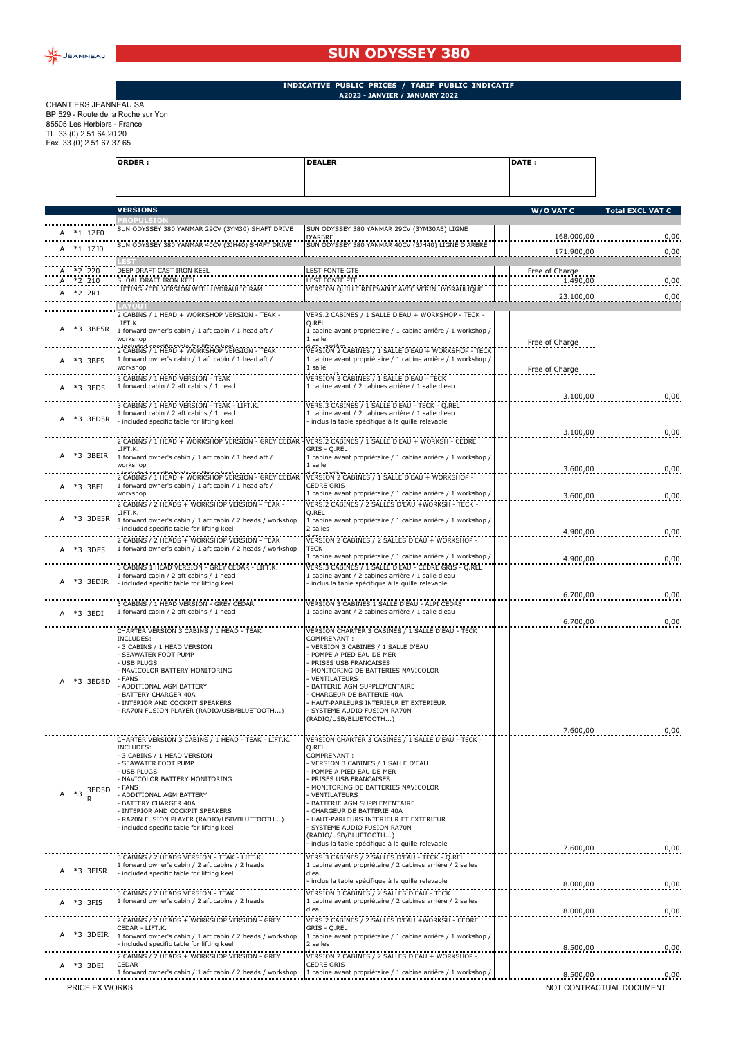# SUN ODYSSEY 380

**INDICATIVE PUBLIC PRICES / TARIF PUBLIC INDICATIF**
**A2023 - JANVIER / JANUARY 2022**

CHANTIERS JEANNEAU SA
BP 529 - Route de la Roche sur Yon
85505 Les Herbiers - France
Tl. 33 (0) 2 51 64 20 20
Fax. 33 (0) 2 51 67 37 65

| ORDER : | DEALER | DATE : |
|---|---|---|
| | | |

| | | VERSIONS | | W/O VAT € | Total EXCL VAT € |
|---|---|---|---|---|---|
| | | **PROPULSION** | | | |
| A | *1 1ZF0 | SUN ODYSSEY 380 YANMAR 29CV (3YM30) SHAFT DRIVE | SUN ODYSSEY 380 YANMAR 29CV (3YM30AE) LIGNE D'ARBRE | 168.000,00 | 0,00 |
| A | *1 1ZJ0 | SUN ODYSSEY 380 YANMAR 40CV (3JH40) SHAFT DRIVE | SUN ODYSSEY 380 YANMAR 40CV (3JH40) LIGNE D'ARBRE | 171.900,00 | 0,00 |
| | | **LEST** | | | |
| A | *2 220 | DEEP DRAFT CAST IRON KEEL | LEST FONTE GTE | Free of Charge | |
| A | *2 210 | SHOAL DRAFT IRON KEEL | LEST FONTE PTE | 1.490,00 | 0,00 |
| A | *2 2R1 | LIFTING KEEL VERSION WITH HYDRAULIC RAM | VERSION QUILLE RELEVABLE AVEC VERIN HYDRAULIQUE | 23.100,00 | 0,00 |
| | | **LAYOUT** | | | |
| A | *3 3BE5R | 2 CABINS / 1 HEAD + WORKSHOP VERSION - TEAK - LIFT.K.<br>1 forward owner's cabin / 1 aft cabin / 1 head aft / workshop<br>- included specific table for lifting keel | VERS.2 CABINES / 1 SALLE D'EAU + WORKSHOP - TECK - Q.REL<br>1 cabine avant propriétaire / 1 cabine arrière / 1 workshop / 1 salle<br>d'eau arrière | Free of Charge | |
| A | *3 3BE5 | 2 CABINS / 1 HEAD + WORKSHOP VERSION - TEAK<br>1 forward owner's cabin / 1 aft cabin / 1 head aft / workshop | VERSION 2 CABINES / 1 SALLE D'EAU + WORKSHOP - TECK<br>1 cabine avant propriétaire / 1 cabine arrière / 1 workshop / 1 salle | Free of Charge | |
| A | *3 3ED5 | 3 CABINS / 1 HEAD VERSION - TEAK<br>1 forward cabin / 2 aft cabins / 1 head | VERSION 3 CABINES / 1 SALLE D'EAU - TECK<br>1 cabine avant / 2 cabines arrière / 1 salle d'eau | 3.100,00 | 0,00 |
| A | *3 3ED5R | 3 CABINS / 1 HEAD VERSION - TEAK - LIFT.K.<br>1 forward cabin / 2 aft cabins / 1 head<br>- included specific table for lifting keel | VERS.3 CABINES / 1 SALLE D'EAU - TECK - Q.REL<br>1 cabine avant / 2 cabines arrière / 1 salle d'eau<br>- inclus la table spécifique à la quille relevable | 3.100,00 | 0,00 |
| A | *3 3BEIR | 2 CABINS / 1 HEAD + WORKSHOP VERSION - GREY CEDAR - LIFT.K.<br>1 forward owner's cabin / 1 aft cabin / 1 head aft / workshop<br>- included specific table for lifting keel | VERS.2 CABINES / 1 SALLE D'EAU + WORKSH - CEDRE GRIS - Q.REL<br>1 cabine avant propriétaire / 1 cabine arrière / 1 workshop / 1 salle<br>d'eau arrière | 3.600,00 | 0,00 |
| A | *3 3BEI | 2 CABINS / 1 HEAD + WORKSHOP VERSION - GREY CEDAR<br>1 forward owner's cabin / 1 aft cabin / 1 head aft / workshop | VERSION 2 CABINES / 1 SALLE D'EAU + WORKSHOP - CEDRE GRIS<br>1 cabine avant propriétaire / 1 cabine arrière / 1 workshop / | 3.600,00 | 0,00 |
| A | *3 3DE5R | 2 CABINS / 2 HEADS + WORKSHOP VERSION - TEAK - LIFT.K.<br>1 forward owner's cabin / 1 aft cabin / 2 heads / workshop<br>- included specific table for lifting keel | VERS.2 CABINES / 2 SALLES D'EAU +WORKSH - TECK - Q.REL<br>1 cabine avant propriétaire / 1 cabine arrière / 1 workshop / 2 salles<br>d'eau | 4.900,00 | 0,00 |
| A | *3 3DE5 | 2 CABINS / 2 HEADS + WORKSHOP VERSION - TEAK<br>1 forward owner's cabin / 1 aft cabin / 2 heads / workshop | VERSION 2 CABINES / 2 SALLES D'EAU + WORKSHOP - TECK<br>1 cabine avant propriétaire / 1 cabine arrière / 1 workshop / | 4.900,00 | 0,00 |
| A | *3 3EDIR | 3 CABINS 1 HEAD VERSION - GREY CEDAR - LIFT.K.<br>1 forward cabin / 2 aft cabins / 1 head<br>- included specific table for lifting keel | VERS.3 CABINES / 1 SALLE D'EAU - CEDRE GRIS - Q.REL<br>1 cabine avant / 2 cabines arrière / 1 salle d'eau<br>- inclus la table spécifique à la quille relevable | 6.700,00 | 0,00 |
| A | *3 3EDI | 3 CABINS / 1 HEAD VERSION - GREY CEDAR<br>1 forward cabin / 2 aft cabins / 1 head | VERSION 3 CABINES 1 SALLE D'EAU - ALPI CEDRE<br>1 cabine avant / 2 cabines arrière / 1 salle d'eau | 6.700,00 | 0,00 |
| A | *3 3ED5D | CHARTER VERSION 3 CABINS / 1 HEAD - TEAK<br>INCLUDES:<br>- 3 CABINS / 1 HEAD VERSION<br>- SEAWATER FOOT PUMP<br>- USB PLUGS<br>- NAVICOLOR BATTERY MONITORING<br>- FANS<br>- ADDITIONAL AGM BATTERY<br>- BATTERY CHARGER 40A<br>- INTERIOR AND COCKPIT SPEAKERS<br>- RA70N FUSION PLAYER (RADIO/USB/BLUETOOTH...) | VERSION CHARTER 3 CABINES / 1 SALLE D'EAU - TECK<br>COMPRENANT :<br>- VERSION 3 CABINES / 1 SALLE D'EAU<br>- POMPE A PIED EAU DE MER<br>- PRISES USB FRANCAISES<br>- MONITORING DE BATTERIES NAVICOLOR<br>- VENTILATEURS<br>- BATTERIE AGM SUPPLEMENTAIRE<br>- CHARGEUR DE BATTERIE 40A<br>- HAUT-PARLEURS INTERIEUR ET EXTERIEUR<br>- SYSTEME AUDIO FUSION RA70N (RADIO/USB/BLUETOOTH...) | 7.600,00 | 0,00 |
| A | *3 3ED5DR | CHARTER VERSION 3 CABINS / 1 HEAD - TEAK - LIFT.K.<br>INCLUDES:<br>- 3 CABINS / 1 HEAD VERSION<br>- SEAWATER FOOT PUMP<br>- USB PLUGS<br>- NAVICOLOR BATTERY MONITORING<br>- FANS<br>- ADDITIONAL AGM BATTERY<br>- BATTERY CHARGER 40A<br>- INTERIOR AND COCKPIT SPEAKERS<br>- RA70N FUSION PLAYER (RADIO/USB/BLUETOOTH...)<br>- included specific table for lifting keel | VERSION CHARTER 3 CABINES / 1 SALLE D'EAU - TECK - Q.REL<br>COMPRENANT :<br>- VERSION 3 CABINES / 1 SALLE D'EAU<br>- POMPE A PIED EAU DE MER<br>- PRISES USB FRANCAISES<br>- MONITORING DE BATTERIES NAVICOLOR<br>- VENTILATEURS<br>- BATTERIE AGM SUPPLEMENTAIRE<br>- CHARGEUR DE BATTERIE 40A<br>- HAUT-PARLEURS INTERIEUR ET EXTERIEUR<br>- SYSTEME AUDIO FUSION RA70N (RADIO/USB/BLUETOOTH...)<br>- inclus la table spécifique à la quille relevable | 7.600,00 | 0,00 |
| A | *3 3FI5R | 3 CABINS / 2 HEADS VERSION - TEAK - LIFT.K.<br>1 forward owner's cabin / 2 aft cabins / 2 heads<br>- included specific table for lifting keel | VERS.3 CABINES / 2 SALLES D'EAU - TECK - Q.REL<br>1 cabine avant propriétaire / 2 cabines arrière / 2 salles d'eau<br>- inclus la table spécifique à la quille relevable | 8.000,00 | 0,00 |
| A | *3 3FI5 | 3 CABINS / 2 HEADS VERSION - TEAK<br>1 forward owner's cabin / 2 aft cabins / 2 heads | VERSION 3 CABINES / 2 SALLES D'EAU - TECK<br>1 cabine avant propriétaire / 2 cabines arrière / 2 salles d'eau | 8.000,00 | 0,00 |
| A | *3 3DEIR | 2 CABINS / 2 HEADS + WORKSHOP VERSION - GREY CEDAR - LIFT.K.<br>1 forward owner's cabin / 1 aft cabin / 2 heads / workshop<br>- included specific table for lifting keel | VERS.2 CABINES / 2 SALLES D'EAU +WORKSH - CEDRE GRIS - Q.REL<br>1 cabine avant propriétaire / 1 cabine arrière / 1 workshop / 2 salles<br>d'eau | 8.500,00 | 0,00 |
| A | *3 3DEI | 2 CABINS / 2 HEADS + WORKSHOP VERSION - GREY CEDAR<br>1 forward owner's cabin / 1 aft cabin / 2 heads / workshop | VERSION 2 CABINES / 2 SALLES D'EAU + WORKSHOP - CEDRE GRIS<br>1 cabine avant propriétaire / 1 cabine arrière / 1 workshop / | 8.500,00 | 0,00 |

PRICE EX WORKS

NOT CONTRACTUAL DOCUMENT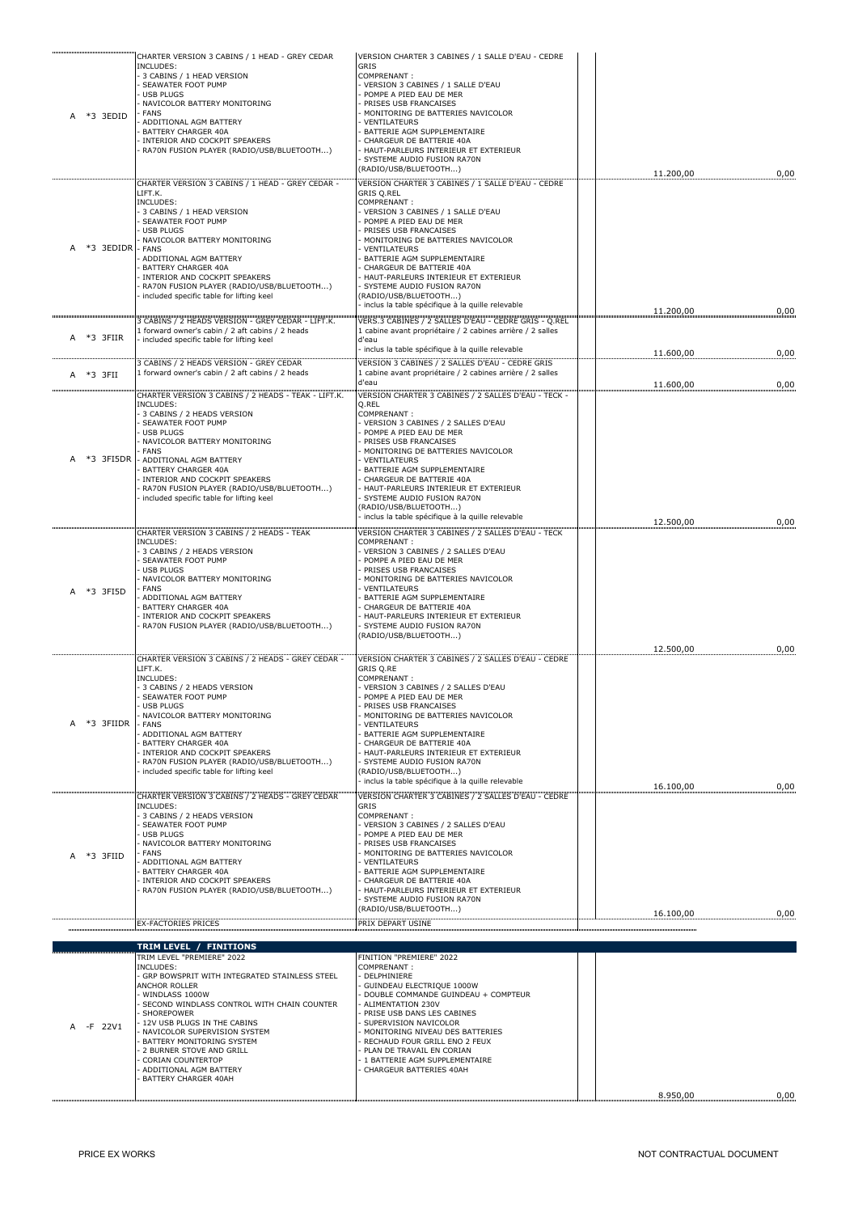| | | | | | |
|---|---|---|---|---|---|
| A | *3 3EDID | CHARTER VERSION 3 CABINS / 1 HEAD - GREY CEDAR<br>INCLUDES:<br>- 3 CABINS / 1 HEAD VERSION<br>- SEAWATER FOOT PUMP<br>- USB PLUGS<br>- NAVICOLOR BATTERY MONITORING<br>- FANS<br>- ADDITIONAL AGM BATTERY<br>- BATTERY CHARGER 40A<br>- INTERIOR AND COCKPIT SPEAKERS<br>- RA70N FUSION PLAYER (RADIO/USB/BLUETOOTH...) | VERSION CHARTER 3 CABINES / 1 SALLE D'EAU - CEDRE GRIS<br>COMPRENANT :<br>- VERSION 3 CABINES / 1 SALLE D'EAU<br>- POMPE A PIED EAU DE MER<br>- PRISES USB FRANCAISES<br>- MONITORING DE BATTERIES NAVICOLOR<br>- VENTILATEURS<br>- BATTERIE AGM SUPPLEMENTAIRE<br>- CHARGEUR DE BATTERIE 40A<br>- HAUT-PARLEURS INTERIEUR ET EXTERIEUR<br>- SYSTEME AUDIO FUSION RA70N (RADIO/USB/BLUETOOTH...) | 11.200,00 | 0,00 |
| A | *3 3EDIDR | CHARTER VERSION 3 CABINS / 1 HEAD - GREY CEDAR - LIFT.K.<br>INCLUDES:<br>- 3 CABINS / 1 HEAD VERSION<br>- SEAWATER FOOT PUMP<br>- USB PLUGS<br>- NAVICOLOR BATTERY MONITORING<br>- FANS<br>- ADDITIONAL AGM BATTERY<br>- BATTERY CHARGER 40A<br>- INTERIOR AND COCKPIT SPEAKERS<br>- RA70N FUSION PLAYER (RADIO/USB/BLUETOOTH...)<br>- included specific table for lifting keel | VERSION CHARTER 3 CABINES / 1 SALLE D'EAU - CEDRE GRIS Q.REL<br>COMPRENANT :<br>- VERSION 3 CABINES / 1 SALLE D'EAU<br>- POMPE A PIED EAU DE MER<br>- PRISES USB FRANCAISES<br>- MONITORING DE BATTERIES NAVICOLOR<br>- VENTILATEURS<br>- BATTERIE AGM SUPPLEMENTAIRE<br>- CHARGEUR DE BATTERIE 40A<br>- HAUT-PARLEURS INTERIEUR ET EXTERIEUR<br>- SYSTEME AUDIO FUSION RA70N (RADIO/USB/BLUETOOTH...)<br>- inclus la table spécifique à la quille relevable | 11.200,00 | 0,00 |
| A | *3 3FIIR | 3 CABINS / 2 HEADS VERSION - GREY CEDAR - LIFT.K.<br>1 forward owner's cabin / 2 aft cabins / 2 heads<br>- included specific table for lifting keel | VERS.3 CABINES / 2 SALLES D'EAU - CEDRE GRIS - Q.REL<br>1 cabine avant propriétaire / 2 cabines arrière / 2 salles d'eau<br>- inclus la table spécifique à la quille relevable | 11.600,00 | 0,00 |
| A | *3 3FII | 3 CABINS / 2 HEADS VERSION - GREY CEDAR<br>1 forward owner's cabin / 2 aft cabins / 2 heads | VERSION 3 CABINES / 2 SALLES D'EAU - CEDRE GRIS<br>1 cabine avant propriétaire / 2 cabines arrière / 2 salles d'eau | 11.600,00 | 0,00 |
| A | *3 3FI5DR | CHARTER VERSION 3 CABINS / 2 HEADS - TEAK - LIFT.K.<br>INCLUDES:<br>- 3 CABINS / 2 HEADS VERSION<br>- SEAWATER FOOT PUMP<br>- USB PLUGS<br>- NAVICOLOR BATTERY MONITORING<br>- FANS<br>- ADDITIONAL AGM BATTERY<br>- BATTERY CHARGER 40A<br>- INTERIOR AND COCKPIT SPEAKERS<br>- RA70N FUSION PLAYER (RADIO/USB/BLUETOOTH...)<br>- included specific table for lifting keel | VERSION CHARTER 3 CABINES / 2 SALLES D'EAU - TECK - Q.REL<br>COMPRENANT :<br>- VERSION 3 CABINES / 2 SALLES D'EAU<br>- POMPE A PIED EAU DE MER<br>- PRISES USB FRANCAISES<br>- MONITORING DE BATTERIES NAVICOLOR<br>- VENTILATEURS<br>- BATTERIE AGM SUPPLEMENTAIRE<br>- CHARGEUR DE BATTERIE 40A<br>- HAUT-PARLEURS INTERIEUR ET EXTERIEUR<br>- SYSTEME AUDIO FUSION RA70N (RADIO/USB/BLUETOOTH...)<br>- inclus la table spécifique à la quille relevable | 12.500,00 | 0,00 |
| A | *3 3FI5D | CHARTER VERSION 3 CABINS / 2 HEADS - TEAK<br>INCLUDES:<br>- 3 CABINS / 2 HEADS VERSION<br>- SEAWATER FOOT PUMP<br>- USB PLUGS<br>- NAVICOLOR BATTERY MONITORING<br>- FANS<br>- ADDITIONAL AGM BATTERY<br>- BATTERY CHARGER 40A<br>- INTERIOR AND COCKPIT SPEAKERS<br>- RA70N FUSION PLAYER (RADIO/USB/BLUETOOTH...) | VERSION CHARTER 3 CABINES / 2 SALLES D'EAU - TECK<br>COMPRENANT :<br>- VERSION 3 CABINES / 2 SALLES D'EAU<br>- POMPE A PIED EAU DE MER<br>- PRISES USB FRANCAISES<br>- MONITORING DE BATTERIES NAVICOLOR<br>- VENTILATEURS<br>- BATTERIE AGM SUPPLEMENTAIRE<br>- CHARGEUR DE BATTERIE 40A<br>- HAUT-PARLEURS INTERIEUR ET EXTERIEUR<br>- SYSTEME AUDIO FUSION RA70N (RADIO/USB/BLUETOOTH...) | 12.500,00 | 0,00 |
| A | *3 3FIIDR | CHARTER VERSION 3 CABINS / 2 HEADS - GREY CEDAR - LIFT.K.<br>INCLUDES:<br>- 3 CABINS / 2 HEADS VERSION<br>- SEAWATER FOOT PUMP<br>- USB PLUGS<br>- NAVICOLOR BATTERY MONITORING<br>- FANS<br>- ADDITIONAL AGM BATTERY<br>- BATTERY CHARGER 40A<br>- INTERIOR AND COCKPIT SPEAKERS<br>- RA70N FUSION PLAYER (RADIO/USB/BLUETOOTH...)<br>- included specific table for lifting keel | VERSION CHARTER 3 CABINES / 2 SALLES D'EAU - CEDRE GRIS Q.RE<br>COMPRENANT :<br>- VERSION 3 CABINES / 2 SALLES D'EAU<br>- POMPE A PIED EAU DE MER<br>- PRISES USB FRANCAISES<br>- MONITORING DE BATTERIES NAVICOLOR<br>- VENTILATEURS<br>- BATTERIE AGM SUPPLEMENTAIRE<br>- CHARGEUR DE BATTERIE 40A<br>- HAUT-PARLEURS INTERIEUR ET EXTERIEUR<br>- SYSTEME AUDIO FUSION RA70N (RADIO/USB/BLUETOOTH...)<br>- inclus la table spécifique à la quille relevable | 16.100,00 | 0,00 |
| A | *3 3FIID | CHARTER VERSION 3 CABINS / 2 HEADS - GREY CEDAR<br>INCLUDES:<br>- 3 CABINS / 2 HEADS VERSION<br>- SEAWATER FOOT PUMP<br>- USB PLUGS<br>- NAVICOLOR BATTERY MONITORING<br>- FANS<br>- ADDITIONAL AGM BATTERY<br>- BATTERY CHARGER 40A<br>- INTERIOR AND COCKPIT SPEAKERS<br>- RA70N FUSION PLAYER (RADIO/USB/BLUETOOTH...) | VERSION CHARTER 3 CABINES / 2 SALLES D'EAU - CEDRE GRIS<br>COMPRENANT :<br>- VERSION 3 CABINES / 2 SALLES D'EAU<br>- POMPE A PIED EAU DE MER<br>- PRISES USB FRANCAISES<br>- MONITORING DE BATTERIES NAVICOLOR<br>- VENTILATEURS<br>- BATTERIE AGM SUPPLEMENTAIRE<br>- CHARGEUR DE BATTERIE 40A<br>- HAUT-PARLEURS INTERIEUR ET EXTERIEUR<br>- SYSTEME AUDIO FUSION RA70N (RADIO/USB/BLUETOOTH...) | 16.100,00 | 0,00 |
| | | EX-FACTORIES PRICES | PRIX DEPART USINE | | |

## TRIM LEVEL / FINITIONS

| | | | | | |
|---|---|---|---|---|---|
| A | -F 22V1 | TRIM LEVEL "PREMIERE" 2022<br>INCLUDES:<br>- GRP BOWSPRIT WITH INTEGRATED STAINLESS STEEL ANCHOR ROLLER<br>- WINDLASS 1000W<br>- SECOND WINDLASS CONTROL WITH CHAIN COUNTER<br>- SHOREPOWER<br>- 12V USB PLUGS IN THE CABINS<br>- NAVICOLOR SUPERVISION SYSTEM<br>- BATTERY MONITORING SYSTEM<br>- 2 BURNER STOVE AND GRILL<br>- CORIAN COUNTERTOP<br>- ADDITIONAL AGM BATTERY<br>- BATTERY CHARGER 40AH | FINITION "PREMIERE" 2022<br>COMPRENANT :<br>- DELPHINIERE<br>- GUINDEAU ELECTRIQUE 1000W<br>- DOUBLE COMMANDE GUINDEAU + COMPTEUR<br>- ALIMENTATION 230V<br>- PRISE USB DANS LES CABINES<br>- SUPERVISION NAVICOLOR<br>- MONITORING NIVEAU DES BATTERIES<br>- RECHAUD FOUR GRILL ENO 2 FEUX<br>- PLAN DE TRAVAIL EN CORIAN<br>- 1 BATTERIE AGM SUPPLEMENTAIRE<br>- CHARGEUR BATTERIES 40AH | 8.950,00 | 0,00 |

PRICE EX WORKS

NOT CONTRACTUAL DOCUMENT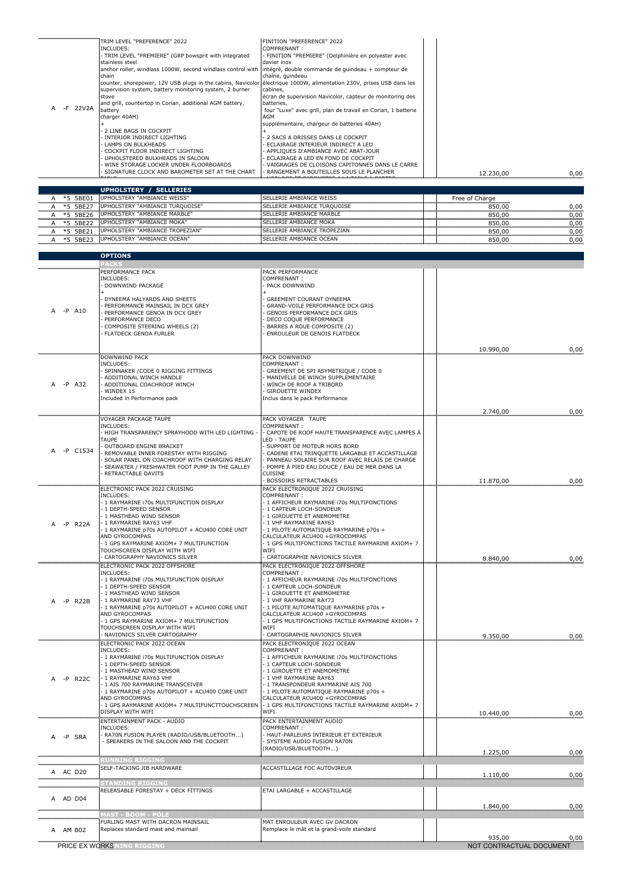| | | | | |
|---|---|---|---|---|
| A -F 22V2A | TRIM LEVEL "PREFERENCE" 2022<br>INCLUDES:<br>- TRIM LEVEL "PREMIERE" (GRP bowsprit with integrated stainless steel<br>anchor roller, windlass 1000W, second windlass control with chain<br>counter, shorepower, 12V USB plugs in the cabins, Navicolor supervision system, battery monitoring system, 2 burner stove<br>and grill, countertop in Corian, additional AGM battery, battery<br>charger 40AH)<br>+<br>- 2 LINE BAGS IN COCKPIT<br>- INTERIOR INDIRECT LIGHTING<br>- LAMPS ON BULKHEADS<br>- COCKPIT FLOOR INDIRECT LIGHTING<br>- UPHOLSTERED BULKHEADS IN SALOON<br>- WINE STORAGE LOCKER UNDER FLOORBOARDS<br>- SIGNATURE CLOCK AND BAROMETER SET AT THE CHART TABLE | FINITION "PREFERENCE" 2022<br>COMPRENANT :<br>- FINITION "PREMIERE" (Delphinière en polyester avec davier inox<br>intégré, double commande de guindeau + compteur de chaîne, guindeau<br>électrique 1000W, alimentation 230V, prises USB dans les cabines,<br>écran de supervision Navicolor, capteur de monitoring des batteries,<br>four "Luxe" avec grill, plan de travail en Corian, 1 batterie AGM<br>supplémentaire, chargeur de batteries 40AH)<br>+<br>- 2 SACS A DRISSES DANS LE COCKPIT<br>- ECLAIRAGE INTERIEUR INDIRECT A LED<br>- APPLIQUES D'AMBIANCE AVEC ABAT-JOUR<br>- ECLAIRAGE A LED EN FOND DE COCKPIT<br>- VAIGRAGES DE CLOISONS CAPITONNES DANS LE CARRE<br>- RANGEMENT A BOUTEILLES SOUS LE PLANCHER | 12.230,00 | 0,00 |

## UPHOLSTERY / SELLERIES

| | | | | |
|---|---|---|---|---|
| A *5 5BE01 | UPHOLSTERY "AMBIANCE WEISS" | SELLERIE AMBIANCE WEISS | Free of Charge | |
| A *5 5BE27 | UPHOLSTERY "AMBIANCE TURQUOISE" | SELLERIE AMBIANCE TURQUOISE | 850,00 | 0,00 |
| A *5 5BE26 | UPHOLSTERY "AMBIANCE MARBLE" | SELLERIE AMBIANCE MARBLE | 850,00 | 0,00 |
| A *5 5BE22 | UPHOLSTERY "AMBIANCE MOKA" | SELLERIE AMBIANCE MOKA | 850,00 | 0,00 |
| A *5 5BE21 | UPHOLSTERY "AMBIANCE TROPEZIAN" | SELLERIE AMBIANCE TROPEZIAN | 850,00 | 0,00 |
| A *5 5BE23 | UPHOLSTERY "AMBIANCE OCEAN" | SELLERIE AMBIANCE OCEAN | 850,00 | 0,00 |

## OPTIONS

### PACKS

| | | | | |
|---|---|---|---|---|
| A -P A10 | PERFORMANCE PACK<br>INCLUDES:<br>- DOWNWIND PACKAGE<br>+<br>- DYNEEMA HALYARDS AND SHEETS<br>- PERFORMANCE MAINSAIL IN DCX GREY<br>- PERFORMANCE GENOA IN DCX GREY<br>- PERFORMANCE DECO<br>- COMPOSITE STEERING WHEELS (2)<br>- FLATDECK GENOA FURLER | PACK PERFORMANCE<br>COMPRENANT :<br>- PACK DOWNWIND<br>+<br>- GREEMENT COURANT DYNEEMA<br>- GRAND-VOILE PERFORMANCE DCX GRIS<br>- GENOIS PERFORMANCE DCX GRIS<br>- DECO COQUE PERFORMANCE<br>- BARRES A ROUE COMPOSITE (2)<br>- ENROULEUR DE GENOIS FLATDECK | 10.990,00 | 0,00 |
| A -P A32 | DOWNWIND PACK<br>INCLUDES:<br>- SPINNAKER /CODE 0 RIGGING FITTINGS<br>- ADDITIONAL WINCH HANDLE<br>- ADDITIONAL COACHROOF WINCH<br>- WINDEX 15<br>Included in Performance pack | PACK DOWNWIND<br>COMPRENANT :<br>- GREEMENT DE SPI ASYMETRIQUE / CODE 0<br>- MANIVELLE DE WINCH SUPPLEMENTAIRE<br>- WINCH DE ROOF A TRIBORD<br>- GIROUETTE WINDEX<br>Inclus dans le pack Performance | 2.740,00 | 0,00 |
| A -P C1534 | VOYAGER PACKAGE TAUPE<br>INCLUDES:<br>- HIGH TRANSPARENCY SPRAYHOOD WITH LED LIGHTING - TAUPE<br>- OUTBOARD ENGINE BRACKET<br>- REMOVABLE INNER FORESTAY WITH RIGGING<br>- SOLAR PANEL ON COACHROOF WITH CHARGING RELAY<br>- SEAWATER / FRESHWATER FOOT PUMP IN THE GALLEY<br>- RETRACTABLE DAVITS | PACK VOYAGER TAUPE<br>COMPRENANT :<br>- CAPOTE DE ROOF HAUTE TRANSPARENCE AVEC LAMPES À LED - TAUPE<br>- SUPPORT DE MOTEUR HORS BORD<br>- CADENE ETAI TRINQUETTE LARGABLE ET ACCASTILLAGE<br>- PANNEAU SOLAIRE SUR ROOF AVEC RELAIS DE CHARGE<br>- POMPE À PIED EAU DOUCE / EAU DE MER DANS LA CUISINE<br>- BOSSOIRS RETRACTABLES | 11.870,00 | 0,00 |
| A -P R22A | ELECTRONIC PACK 2022 CRUISING<br>INCLUDES:<br>- 1 RAYMARINE i70s MULTIFUNCTION DISPLAY<br>- 1 DEPTH-SPEED SENSOR<br>- 1 MASTHEAD WIND SENSOR<br>- 1 RAYMARINE RAY63 VHF<br>- 1 RAYMARINE p70s AUTOPILOT + ACU400 CORE UNIT AND GYROCOMPAS<br>- 1 GPS RAYMARINE AXIOM+ 7 MULTIFUNCTION TOUCHSCREEN DISPLAY WITH WIFI<br>- CARTOGRAPHY NAVIONICS SILVER | PACK ELECTRONIQUE 2022 CRUISING<br>COMPRENANT :<br>- 1 AFFICHEUR RAYMARINE i70s MULTIFONCTIONS<br>- 1 CAPTEUR LOCH-SONDEUR<br>- 1 GIROUETTE ET ANEMOMETRE<br>- 1 VHF RAYMARINE RAY63<br>- 1 PILOTE AUTOMATIQUE RAYMARINE p70s + CALCULATEUR ACU400 +GYROCOMPAS<br>- 1 GPS MULTIFONCTIONS TACTILE RAYMARINE AXIOM+ 7 WIFI<br>- CARTOGRAPHIE NAVIONICS SILVER | 8.840,00 | 0,00 |
| A -P R22B | ELECTRONIC PACK 2022 OFFSHORE<br>INCLUDES:<br>- 1 RAYMARINE i70s MULTIFUNCTION DISPLAY<br>- 1 DEPTH-SPEED SENSOR<br>- 1 MASTHEAD WIND SENSOR<br>- 1 RAYMARINE RAY73 VHF<br>- 1 RAYMARINE p70s AUTOPILOT + ACU400 CORE UNIT AND GYROCOMPAS<br>- 1 GPS RAYMARINE AXIOM+ 7 MULTIFUNCTION TOUCHSCREEN DISPLAY WITH WIFI<br>- NAVIONICS SILVER CARTOGRAPHY | PACK ELECTRONIQUE 2022 OFFSHORE<br>COMPRENANT :<br>- 1 AFFICHEUR RAYMARINE i70s MULTIFONCTIONS<br>- 1 CAPTEUR LOCH-SONDEUR<br>- 1 GIROUETTE ET ANEMOMETRE<br>- 1 VHF RAYMARINE RAY73<br>- 1 PILOTE AUTOMATIQUE RAYMARINE p70s + CALCULATEUR ACU400 +GYROCOMPAS<br>- 1 GPS MULTIFONCTIONS TACTILE RAYMARINE AXIOM+ 7 WIFI<br>- CARTOGRAPHIE NAVIONICS SILVER | 9.350,00 | 0,00 |
| A -P R22C | ELECTRONIC PACK 2022 OCEAN<br>INCLUDES:<br>- 1 RAYMARINE i70s MULTIFUNCTION DISPLAY<br>- 1 DEPTH-SPEED SENSOR<br>- 1 MASTHEAD WIND SENSOR<br>- 1 RAYMARINE RAY63 VHF<br>- 1 AIS 700 RAYMARINE TRANSCEIVER<br>- 1 RAYMARINE p70s AUTOPILOT + ACU400 CORE UNIT AND GYROCOMPAS<br>- 1 GPS RAYMARINE AXIOM+ 7 MULTIFUNCTTOUCHSCREEN DISPLAY WITH WIFI | PACK ELECTRONIQUE 2022 OCEAN<br>COMPRENANT :<br>- 1 AFFICHEUR RAYMARINE i70s MULTIFONCTIONS<br>- 1 CAPTEUR LOCH-SONDEUR<br>- 1 GIROUETTE ET ANEMOMETRE<br>- 1 VHF RAYMARINE RAY63<br>- 1 TRANSPONDEUR RAYMARINE AIS 700<br>- 1 PILOTE AUTOMATIQUE RAYMARINE p70s + CALCULATEUR ACU400 +GYROCOMPAS<br>- 1 GPS MULTIFONCTIONS TACTILE RAYMARINE AXIOM+ 7 WIFI | 10.440,00 | 0,00 |
| A -P SRA | ENTERTAINMENT PACK - AUDIO<br>INCLUDES:<br>- RA70N FUSION PLAYER (RADIO/USB/BLUETOOTH...)<br>- SPEAKERS IN THE SALOON AND THE COCKPIT | PACK ENTERTAINMENT AUDIO<br>COMPRENANT :<br>- HAUT-PARLEURS INTERIEUR ET EXTERIEUR<br>- SYSTEME AUDIO FUSION RA70N (RADIO/USB/BLUETOOTH...) | 1.225,00 | 0,00 |

### RUNNING RIGGING

| | | | | |
|---|---|---|---|---|
| A AC D20 | SELF-TACKING JIB HARDWARE | ACCASTILLAGE FOC AUTOVIREUR | 1.110,00 | 0,00 |

### STANDING RIGGING

| | | | | |
|---|---|---|---|---|
| A AD D04 | RELEASABLE FORESTAY + DECK FITTINGS | ETAI LARGABLE + ACCASTILLAGE | 1.840,00 | 0,00 |

### MAST - BOOM - POLE

| | | | | |
|---|---|---|---|---|
| A AM B02 | FURLING MAST WITH DACRON MAINSAIL<br>Replaces standard mast and mainsail | MAT ENROULEUR AVEC GV DACRON<br>Remplace le mât et la grand-voile standard | 935,00 | 0,00 |

PRICE EX WORKS — NOT CONTRACTUAL DOCUMENT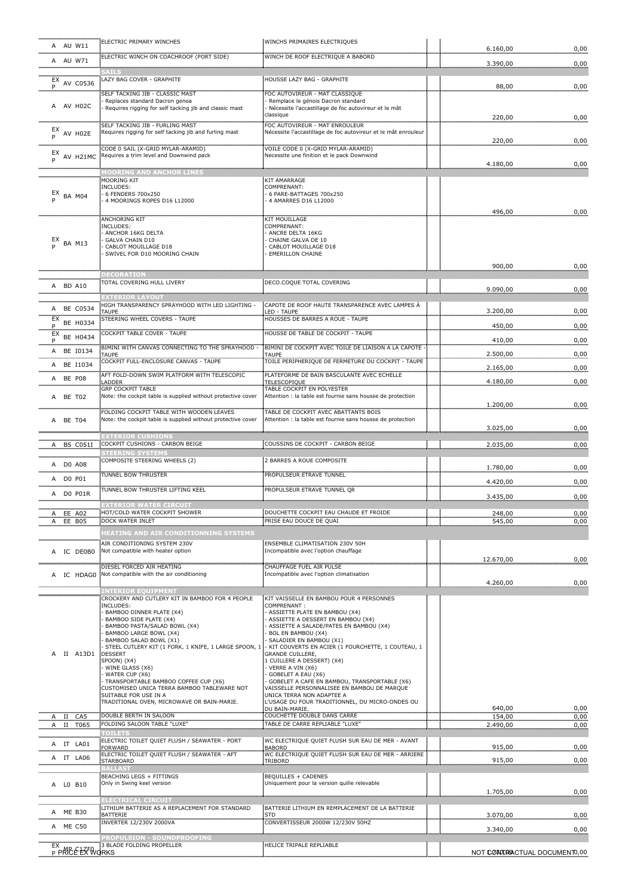| | | | | | | |
|---|---|---|---|---|---|---|
| A | AU W11 | ELECTRIC PRIMARY WINCHES | WINCHS PRIMAIRES ELECTRIQUES | | 6.160,00 | 0,00 |
| A | AU W71 | ELECTRIC WINCH ON COACHROOF (PORT SIDE) | WINCH DE ROOF ELECTRIQUE A BABORD | | 3.390,00 | 0,00 |
| | | **SAILS** | | | | |
| EX P | AV C0536 | LAZY BAG COVER - GRAPHITE | HOUSSE LAZY BAG - GRAPHITE | | 88,00 | 0,00 |
| A | AV H02C | SELF TACKING JIB - CLASSIC MAST<br>- Replaces standard Dacron genoa<br>- Requires rigging for self tacking jib and classic mast | FOC AUTOVIREUR - MAT CLASSIQUE<br>- Remplace le génois Dacron standard<br>- Nécessite l'accastillage de foc autovireur et le mât classique | | 220,00 | 0,00 |
| EX P | AV H02E | SELF TACKING JIB - FURLING MAST<br>Requires rigging for self tacking jib and furling mast | FOC AUTOVIREUR - MAT ENROULEUR<br>Nécessite l'accastillage de foc autovireur et le mât enrouleur | | 220,00 | 0,00 |
| EX P | AV H21MC | CODE 0 SAIL (X-GRID MYLAR-ARAMID)<br>Requires a trim level and Downwind pack | VOILE CODE 0 (X-GRID MYLAR-ARAMID)<br>Necessite une finition et le pack Downwind | | 4.180,00 | 0,00 |
| | | **MOORING AND ANCHOR LINES** | | | | |
| EX P | BA M04 | MOORING KIT<br>INCLUDES:<br>- 6 FENDERS 700x250<br>- 4 MOORINGS ROPES D16 L12000 | KIT AMARRAGE<br>COMPRENANT:<br>- 6 PARE-BATTAGES 700x250<br>- 4 AMARRES D16 L12000 | | 496,00 | 0,00 |
| EX P | BA M13 | ANCHORING KIT<br>INCLUDES:<br>- ANCHOR 16KG DELTA<br>- GALVA CHAIN D10<br>- CABLOT MOUILLAGE D18<br>- SWIVEL FOR D10 MOORING CHAIN | KIT MOUILLAGE<br>COMPRENANT:<br>- ANCRE DELTA 16KG<br>- CHAINE GALVA DE 10<br>- CABLOT MOUILLAGE D18<br>- EMERILLON CHAINE | | 900,00 | 0,00 |
| | | **DECORATION** | | | | |
| A | BD A10 | TOTAL COVERING HULL LIVERY | DECO.COQUE TOTAL COVERING | | 9.090,00 | 0,00 |
| | | **EXTERIOR LAYOUT** | | | | |
| A | BE C0534 | HIGH TRANSPARENCY SPRAYHOOD WITH LED LIGHTING - TAUPE | CAPOTE DE ROOF HAUTE TRANSPARENCE AVEC LAMPES À LED - TAUPE | | 3.200,00 | 0,00 |
| EX P | BE H0334 | STEERING WHEEL COVERS - TAUPE | HOUSSES DE BARRES A ROUE - TAUPE | | 450,00 | 0,00 |
| EX P | BE H0434 | COCKPIT TABLE COVER - TAUPE | HOUSSE DE TABLE DE COCKPIT - TAUPE | | 410,00 | 0,00 |
| A | BE I0134 | BIMINI WITH CANVAS CONNECTING TO THE SPRAYHOOD - TAUPE | BIMINI DE COCKPIT AVEC TOILE DE LIAISON A LA CAPOTE - TAUPE | | 2.500,00 | 0,00 |
| A | BE I1034 | COCKPIT FULL-ENCLOSURE CANVAS - TAUPE | TOILE PERIPHERIQUE DE FERMETURE DU COCKPIT - TAUPE | | 2.165,00 | 0,00 |
| A | BE P08 | AFT FOLD-DOWN SWIM PLATFORM WITH TELESCOPIC LADDER | PLATEFORME DE BAIN BASCULANTE AVEC ECHELLE TELESCOPIQUE | | 4.180,00 | 0,00 |
| A | BE T02 | GRP COCKPIT TABLE<br>Note: the cockpit table is supplied without protective cover | TABLE COCKPIT EN POLYESTER<br>Attention : la table est fournie sans housse de protection | | 1.200,00 | 0,00 |
| A | BE T04 | FOLDING COCKPIT TABLE WITH WOODEN LEAVES<br>Note: the cockpit table is supplied without protective cover | TABLE DE COCKPIT AVEC ABATTANTS BOIS<br>Attention : la table est fournie sans housse de protection | | 3.025,00 | 0,00 |
| | | **EXTERIOR CUSHIONS** | | | | |
| A | BS C0511 | COCKPIT CUSHIONS - CARBON BEIGE | COUSSINS DE COCKPIT - CARBON BEIGE | | 2.035,00 | 0,00 |
| | | **STEERING SYSTEMS** | | | | |
| A | D0 A08 | COMPOSITE STEERING WHEELS (2) | 2 BARRES A ROUE COMPOSITE | | 1.780,00 | 0,00 |
| A | D0 P01 | TUNNEL BOW THRUSTER | PROPULSEUR ETRAVE TUNNEL | | 4.420,00 | 0,00 |
| A | D0 P01R | TUNNEL BOW THRUSTER LIFTING KEEL | PROPULSEUR ETRAVE TUNNEL QR | | 3.435,00 | 0,00 |
| | | **EXTERIOR WATER CIRCUIT** | | | | |
| A | EE A02 | HOT/COLD WATER COCKPIT SHOWER | DOUCHETTE COCKPIT EAU CHAUDE ET FROIDE | | 248,00 | 0,00 |
| A | EE B05 | DOCK WATER INLET | PRISE EAU DOUCE DE QUAI | | 545,00 | 0,00 |
| | | **HEATING AND AIR CONDITIONNING SYSTEMS** | | | | |
| A | IC DE0B0 | AIR CONDITIONING SYSTEM 230V<br>Not compatible with heater option | ENSEMBLE CLIMATISATION 230V 50H<br>Incompatible avec l'option chauffage | | 12.670,00 | 0,00 |
| A | IC HDAG0 | DIESEL FORCED AIR HEATING<br>Not compatible with the air conditioning | CHAUFFAGE FUEL AIR PULSE<br>Incompatible avec l'option climatisation | | 4.260,00 | 0,00 |
| | | **INTERIOR EQUIPMENT** | | | | |
| A | II A13D1 | CROCKERY AND CUTLERY KIT IN BAMBOO FOR 4 PEOPLE<br>INCLUDES:<br>- BAMBOO DINNER PLATE (X4)<br>- BAMBOO SIDE PLATE (X4)<br>- BAMBOO PASTA/SALAD BOWL (X4)<br>- BAMBOO LARGE BOWL (X4)<br>- BAMBOO SALAD BOWL (X1)<br>- STEEL CUTLERY KIT (1 FORK, 1 KNIFE, 1 LARGE SPOON, 1 DESSERT SPOON) (X4)<br>- WINE GLASS (X6)<br>- WATER CUP (X6)<br>- TRANSPORTABLE BAMBOO COFFEE CUP (X6)<br>CUSTOMISED UNICA TERRA BAMBOO TABLEWARE NOT SUITABLE FOR USE IN A TRADITIONAL OVEN, MICROWAVE OR BAIN-MARIE. | KIT VAISSELLE EN BAMBOU POUR 4 PERSONNES<br>COMPRENANT :<br>- ASSIETTE PLATE EN BAMBOU (X4)<br>- ASSIETTE A DESSERT EN BAMBOU (X4)<br>- ASSIETTE A SALADE/PATES EN BAMBOU (X4)<br>- BOL EN BAMBOU (X4)<br>- SALADIER EN BAMBOU (X1)<br>- KIT COUVERTS EN ACIER (1 FOURCHETTE, 1 COUTEAU, 1 GRANDE CUILLERE, 1 CUILLERE A DESSERT) (X4)<br>- VERRE A VIN (X6)<br>- GOBELET A EAU (X6)<br>- GOBELET A CAFE EN BAMBOU, TRANSPORTABLE (X6)<br>VAISSELLE PERSONNALISEE EN BAMBOU DE MARQUE UNICA TERRA NON ADAPTEE A L'USAGE DU FOUR TRADITIONNEL, DU MICRO-ONDES OU DU BAIN-MARIE. | | 640,00 | 0,00 |
| A | II CA5 | DOUBLE BERTH IN SALOON | COUCHETTE DOUBLE DANS CARRE | | 154,00 | 0,00 |
| A | II T065 | FOLDING SALOON TABLE "LUXE" | TABLE DE CARRE REPLIABLE "LUXE" | | 2.490,00 | 0,00 |
| | | **TOILETS** | | | | |
| A | IT LA01 | ELECTRIC TOILET QUIET FLUSH / SEAWATER - PORT FORWARD | WC ELECTRIQUE QUIET FLUSH SUR EAU DE MER - AVANT BABORD | | 915,00 | 0,00 |
| A | IT LA06 | ELECTRIC TOILET QUIET FLUSH / SEAWATER - AFT STARBOARD | WC ELECTRIQUE QUIET FLUSH SUR EAU DE MER - ARRIERE TRIBORD | | 915,00 | 0,00 |
| | | **BALLAST** | | | | |
| A | L0 B10 | BEACHING LEGS + FITTINGS<br>Only in Swing keel version | BEQUILLES + CADENES<br>Uniquement pour la version quille relevable | | 1.705,00 | 0,00 |
| | | **ELECTRICAL CIRCUIT** | | | | |
| A | ME B30 | LITHIUM BATTERIE AS A REPLACEMENT FOR STANDARD BATTERIE | BATTERIE LITHIUM EN REMPLACEMENT DE LA BATTERIE STD | | 3.070,00 | 0,00 |
| A | ME C50 | INVERTER 12/230V 2000VA | CONVERTISSEUR 2000W 12/230V 50HZ | | 3.340,00 | 0,00 |
| | | **PROPULSION - SOUNDPROOFING** | | | | |
| EX P | MP C1ZF0 | 3 BLADE FOLDING PROPELLER | HELICE TRIPALE REPLIABLE | | 1.265,00 | 0,00 |

PRICE EX WORKS — NOT CONTRACTUAL DOCUMENT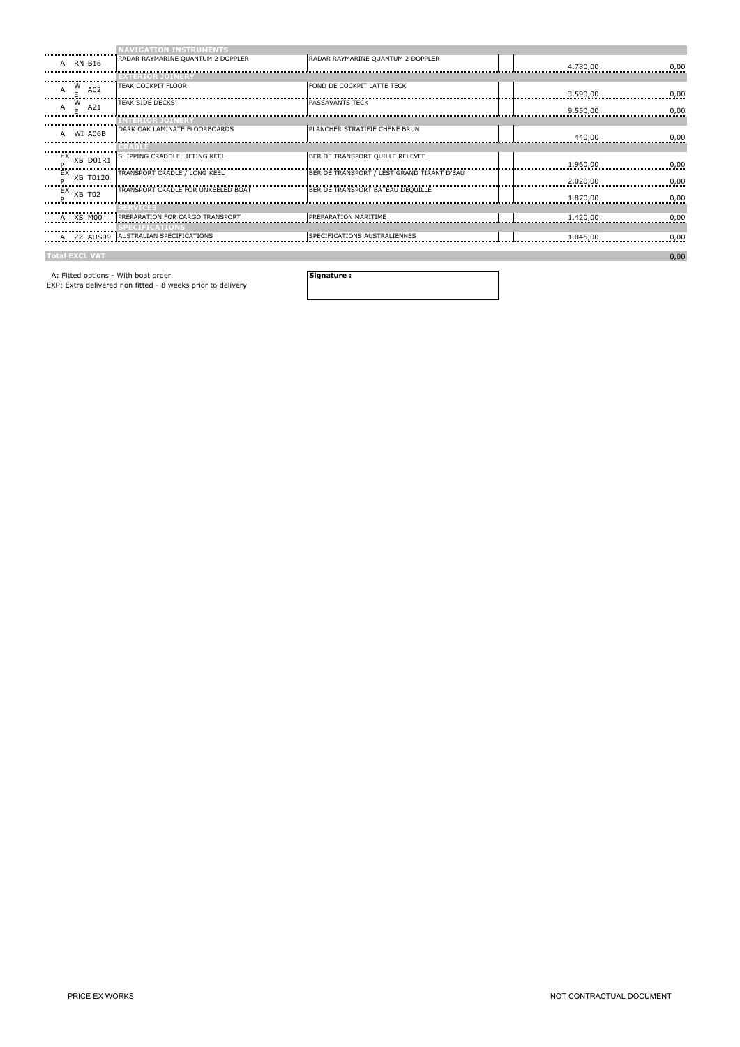| | | | | | | |
|---|---|---|---|---|---|---|
| | | **NAVIGATION INSTRUMENTS** | | | | |
| A | RN B16 | RADAR RAYMARINE QUANTUM 2 DOPPLER | RADAR RAYMARINE QUANTUM 2 DOPPLER | | 4.780,00 | 0,00 |
| | | **EXTERIOR JOINERY** | | | | |
| A | WE A02 | TEAK COCKPIT FLOOR | FOND DE COCKPIT LATTE TECK | | 3.590,00 | 0,00 |
| A | WE A21 | TEAK SIDE DECKS | PASSAVANTS TECK | | 9.550,00 | 0,00 |
| | | **INTERIOR JOINERY** | | | | |
| A | WI A06B | DARK OAK LAMINATE FLOORBOARDS | PLANCHER STRATIFIE CHENE BRUN | | 440,00 | 0,00 |
| | | **CRADLE** | | | | |
| EXP | XB D01R1 | SHIPPING CRADDLE LIFTING KEEL | BER DE TRANSPORT QUILLE RELEVEE | | 1.960,00 | 0,00 |
| EXP | XB T0120 | TRANSPORT CRADLE / LONG KEEL | BER DE TRANSPORT / LEST GRAND TIRANT D'EAU | | 2.020,00 | 0,00 |
| EXP | XB T02 | TRANSPORT CRADLE FOR UNKEELED BOAT | BER DE TRANSPORT BATEAU DEQUILLE | | 1.870,00 | 0,00 |
| | | **SERVICES** | | | | |
| A | XS M00 | PREPARATION FOR CARGO TRANSPORT | PREPARATION MARITIME | | 1.420,00 | 0,00 |
| | | **SPECIFICATIONS** | | | | |
| A | ZZ AUS99 | AUSTRALIAN SPECIFICATIONS | SPECIFICATIONS AUSTRALIENNES | | 1.045,00 | 0,00 |
| **Total EXCL VAT** | | | | | | 0,00 |

A: Fitted options - With boat order
EXP: Extra delivered non fitted - 8 weeks prior to delivery

**Signature :**

PRICE EX WORKS

NOT CONTRACTUAL DOCUMENT